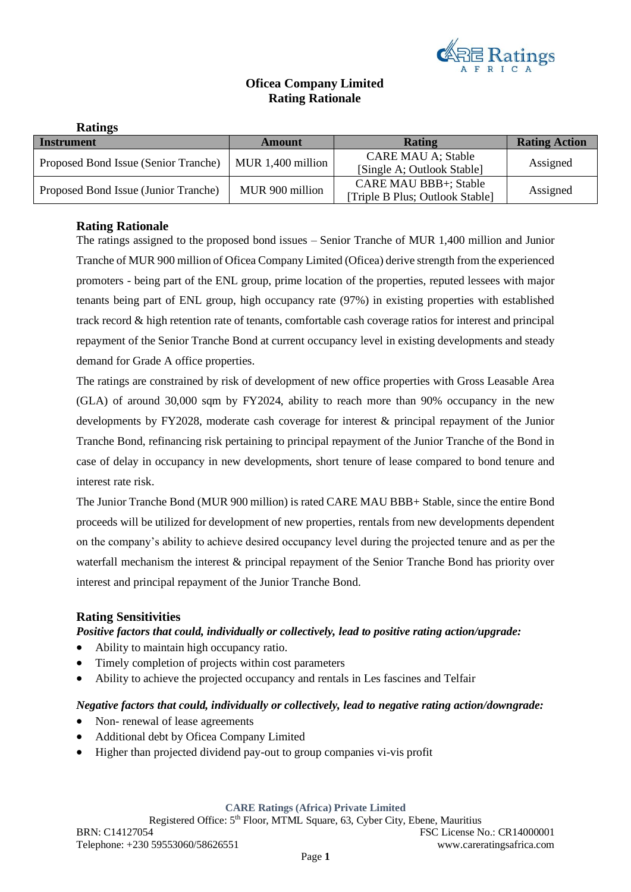# Oficea Company Limited
## Rating Rationale

### Ratings

| Instrument | Amount | Rating | Rating Action |
|---|---|---|---|
| Proposed Bond Issue (Senior Tranche) | MUR 1,400 million | CARE MAU A; Stable [Single A; Outlook Stable] | Assigned |
| Proposed Bond Issue (Junior Tranche) | MUR 900 million | CARE MAU BBB+; Stable [Triple B Plus; Outlook Stable] | Assigned |

### Rating Rationale

The ratings assigned to the proposed bond issues – Senior Tranche of MUR 1,400 million and Junior Tranche of MUR 900 million of Oficea Company Limited (Oficea) derive strength from the experienced promoters - being part of the ENL group, prime location of the properties, reputed lessees with major tenants being part of ENL group, high occupancy rate (97%) in existing properties with established track record & high retention rate of tenants, comfortable cash coverage ratios for interest and principal repayment of the Senior Tranche Bond at current occupancy level in existing developments and steady demand for Grade A office properties.

The ratings are constrained by risk of development of new office properties with Gross Leasable Area (GLA) of around 30,000 sqm by FY2024, ability to reach more than 90% occupancy in the new developments by FY2028, moderate cash coverage for interest & principal repayment of the Junior Tranche Bond, refinancing risk pertaining to principal repayment of the Junior Tranche of the Bond in case of delay in occupancy in new developments, short tenure of lease compared to bond tenure and interest rate risk.

The Junior Tranche Bond (MUR 900 million) is rated CARE MAU BBB+ Stable, since the entire Bond proceeds will be utilized for development of new properties, rentals from new developments dependent on the company's ability to achieve desired occupancy level during the projected tenure and as per the waterfall mechanism the interest & principal repayment of the Senior Tranche Bond has priority over interest and principal repayment of the Junior Tranche Bond.

### Rating Sensitivities

***Positive factors that could, individually or collectively, lead to positive rating action/upgrade:***

- Ability to maintain high occupancy ratio.
- Timely completion of projects within cost parameters
- Ability to achieve the projected occupancy and rentals in Les fascines and Telfair

***Negative factors that could, individually or collectively, lead to negative rating action/downgrade:***

- Non- renewal of lease agreements
- Additional debt by Oficea Company Limited
- Higher than projected dividend pay-out to group companies vi-vis profit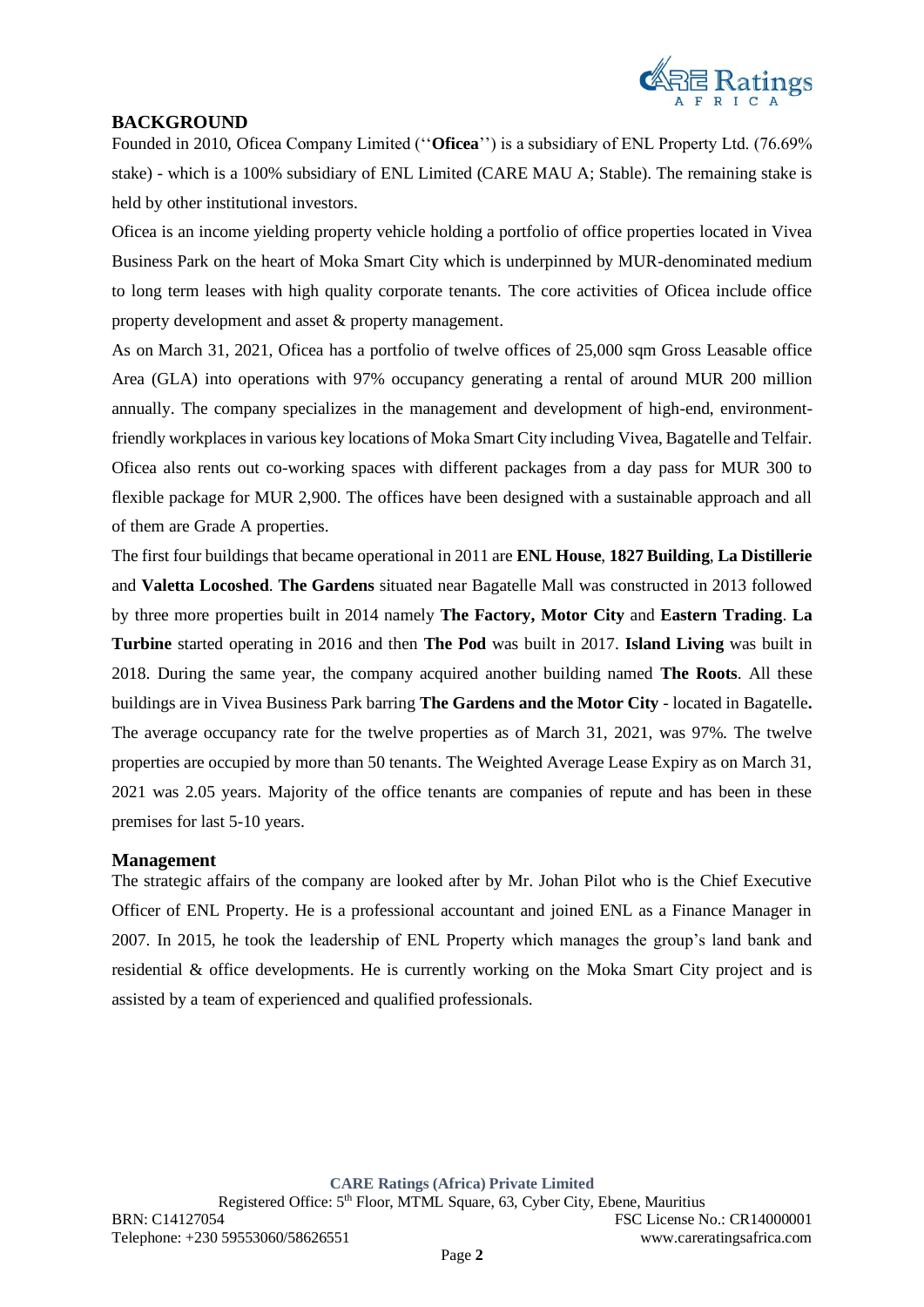## BACKGROUND

Founded in 2010, Oficea Company Limited (''**Oficea**'') is a subsidiary of ENL Property Ltd. (76.69% stake) - which is a 100% subsidiary of ENL Limited (CARE MAU A; Stable). The remaining stake is held by other institutional investors.

Oficea is an income yielding property vehicle holding a portfolio of office properties located in Vivea Business Park on the heart of Moka Smart City which is underpinned by MUR-denominated medium to long term leases with high quality corporate tenants. The core activities of Oficea include office property development and asset & property management.

As on March 31, 2021, Oficea has a portfolio of twelve offices of 25,000 sqm Gross Leasable office Area (GLA) into operations with 97% occupancy generating a rental of around MUR 200 million annually. The company specializes in the management and development of high-end, environment-friendly workplaces in various key locations of Moka Smart City including Vivea, Bagatelle and Telfair. Oficea also rents out co-working spaces with different packages from a day pass for MUR 300 to flexible package for MUR 2,900. The offices have been designed with a sustainable approach and all of them are Grade A properties.

The first four buildings that became operational in 2011 are **ENL House**, **1827 Building**, **La Distillerie** and **Valetta Locoshed**. **The Gardens** situated near Bagatelle Mall was constructed in 2013 followed by three more properties built in 2014 namely **The Factory, Motor City** and **Eastern Trading**. **La Turbine** started operating in 2016 and then **The Pod** was built in 2017. **Island Living** was built in 2018. During the same year, the company acquired another building named **The Roots**. All these buildings are in Vivea Business Park barring **The Gardens and the Motor City** - located in Bagatelle**.** The average occupancy rate for the twelve properties as of March 31, 2021, was 97%. The twelve properties are occupied by more than 50 tenants. The Weighted Average Lease Expiry as on March 31, 2021 was 2.05 years. Majority of the office tenants are companies of repute and has been in these premises for last 5-10 years.

### Management

The strategic affairs of the company are looked after by Mr. Johan Pilot who is the Chief Executive Officer of ENL Property. He is a professional accountant and joined ENL as a Finance Manager in 2007. In 2015, he took the leadership of ENL Property which manages the group's land bank and residential & office developments. He is currently working on the Moka Smart City project and is assisted by a team of experienced and qualified professionals.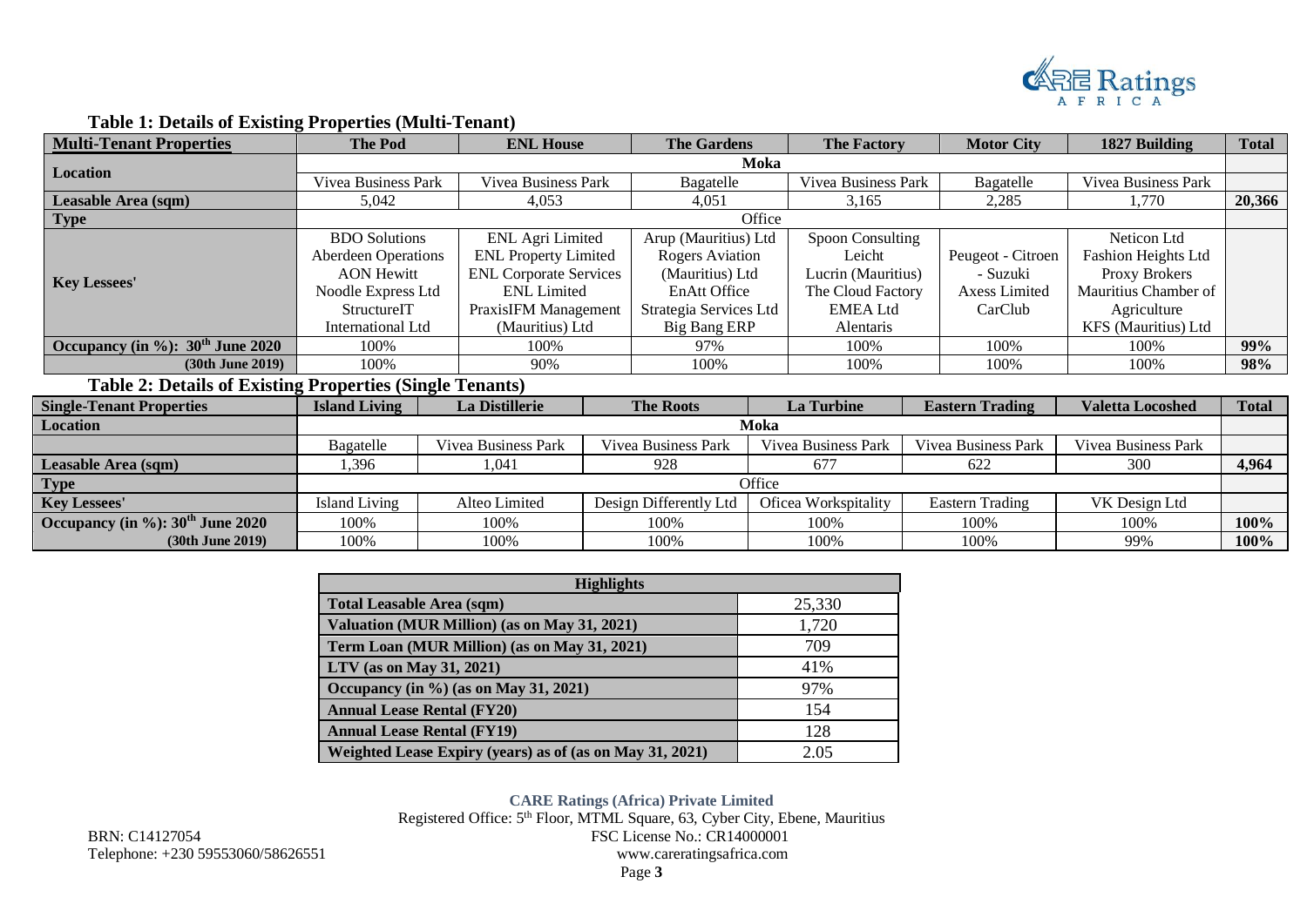**Table 1: Details of Existing Properties (Multi-Tenant)**

| Multi-Tenant Properties | The Pod | ENL House | The Gardens | The Factory | Motor City | 1827 Building | Total |
|---|---|---|---|---|---|---|---|
| Location | Moka | | | | | | |
| | Vivea Business Park | Vivea Business Park | Bagatelle | Vivea Business Park | Bagatelle | Vivea Business Park | |
| Leasable Area (sqm) | 5,042 | 4,053 | 4,051 | 3,165 | 2,285 | 1,770 | 20,366 |
| Type | Office | | | | | | |
| Key Lessees' | BDO Solutions<br>Aberdeen Operations<br>AON Hewitt<br>Noodle Express Ltd<br>StructureIT<br>International Ltd | ENL Agri Limited<br>ENL Property Limited<br>ENL Corporate Services<br>ENL Limited<br>PraxisIFM Management<br>(Mauritius) Ltd | Arup (Mauritius) Ltd<br>Rogers Aviation<br>(Mauritius) Ltd<br>EnAtt Office<br>Strategia Services Ltd<br>Big Bang ERP | Spoon Consulting<br>Leicht<br>Lucrin (Mauritius)<br>The Cloud Factory<br>EMEA Ltd<br>Alentaris | Peugeot - Citroen<br>- Suzuki<br>Axess Limited<br>CarClub | Neticon Ltd<br>Fashion Heights Ltd<br>Proxy Brokers<br>Mauritius Chamber of<br>Agriculture<br>KFS (Mauritius) Ltd | |
| Occupancy (in %): 30th June 2020 | 100% | 100% | 97% | 100% | 100% | 100% | 99% |
| (30th June 2019) | 100% | 90% | 100% | 100% | 100% | 100% | 98% |

**Table 2: Details of Existing Properties (Single Tenants)**

| Single-Tenant Properties | Island Living | La Distillerie | The Roots | La Turbine | Eastern Trading | Valetta Locoshed | Total |
|---|---|---|---|---|---|---|---|
| Location | Moka | | | | | | |
| | Bagatelle | Vivea Business Park | Vivea Business Park | Vivea Business Park | Vivea Business Park | Vivea Business Park | |
| Leasable Area (sqm) | 1,396 | 1,041 | 928 | 677 | 622 | 300 | 4,964 |
| Type | Office | | | | | | |
| Key Lessees' | Island Living | Alteo Limited | Design Differently Ltd | Oficea Workspitality | Eastern Trading | VK Design Ltd | |
| Occupancy (in %): 30th June 2020 | 100% | 100% | 100% | 100% | 100% | 100% | 100% |
| (30th June 2019) | 100% | 100% | 100% | 100% | 100% | 99% | 100% |

| Highlights | |
|---|---|
| Total Leasable Area (sqm) | 25,330 |
| Valuation (MUR Million) (as on May 31, 2021) | 1,720 |
| Term Loan (MUR Million) (as on May 31, 2021) | 709 |
| LTV (as on May 31, 2021) | 41% |
| Occupancy (in %) (as on May 31, 2021) | 97% |
| Annual Lease Rental (FY20) | 154 |
| Annual Lease Rental (FY19) | 128 |
| Weighted Lease Expiry (years) as of (as on May 31, 2021) | 2.05 |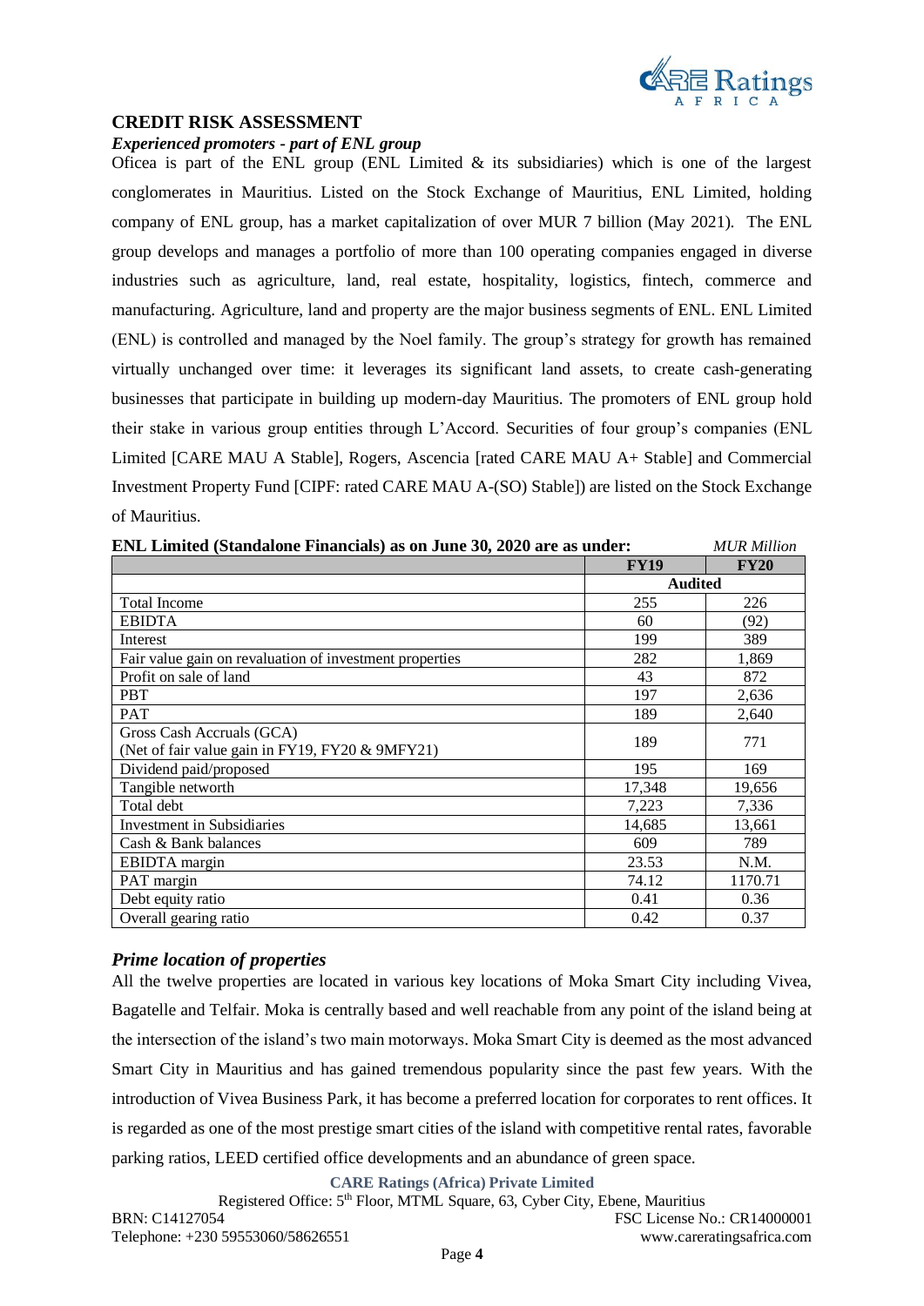## CREDIT RISK ASSESSMENT

### *Experienced promoters - part of ENL group*

Oficea is part of the ENL group (ENL Limited & its subsidiaries) which is one of the largest conglomerates in Mauritius. Listed on the Stock Exchange of Mauritius, ENL Limited, holding company of ENL group, has a market capitalization of over MUR 7 billion (May 2021). The ENL group develops and manages a portfolio of more than 100 operating companies engaged in diverse industries such as agriculture, land, real estate, hospitality, logistics, fintech, commerce and manufacturing. Agriculture, land and property are the major business segments of ENL. ENL Limited (ENL) is controlled and managed by the Noel family. The group's strategy for growth has remained virtually unchanged over time: it leverages its significant land assets, to create cash-generating businesses that participate in building up modern-day Mauritius. The promoters of ENL group hold their stake in various group entities through L'Accord. Securities of four group's companies (ENL Limited [CARE MAU A Stable], Rogers, Ascencia [rated CARE MAU A+ Stable] and Commercial Investment Property Fund [CIPF: rated CARE MAU A-(SO) Stable]) are listed on the Stock Exchange of Mauritius.

**ENL Limited (Standalone Financials) as on June 30, 2020 are as under:** *MUR Million*

| | FY19 | FY20 |
|---|---|---|
| | Audited | |
| Total Income | 255 | 226 |
| EBIDTA | 60 | (92) |
| Interest | 199 | 389 |
| Fair value gain on revaluation of investment properties | 282 | 1,869 |
| Profit on sale of land | 43 | 872 |
| PBT | 197 | 2,636 |
| PAT | 189 | 2,640 |
| Gross Cash Accruals (GCA) (Net of fair value gain in FY19, FY20 & 9MFY21) | 189 | 771 |
| Dividend paid/proposed | 195 | 169 |
| Tangible networth | 17,348 | 19,656 |
| Total debt | 7,223 | 7,336 |
| Investment in Subsidiaries | 14,685 | 13,661 |
| Cash & Bank balances | 609 | 789 |
| EBIDTA margin | 23.53 | N.M. |
| PAT margin | 74.12 | 1170.71 |
| Debt equity ratio | 0.41 | 0.36 |
| Overall gearing ratio | 0.42 | 0.37 |

### *Prime location of properties*

All the twelve properties are located in various key locations of Moka Smart City including Vivea, Bagatelle and Telfair. Moka is centrally based and well reachable from any point of the island being at the intersection of the island's two main motorways. Moka Smart City is deemed as the most advanced Smart City in Mauritius and has gained tremendous popularity since the past few years. With the introduction of Vivea Business Park, it has become a preferred location for corporates to rent offices. It is regarded as one of the most prestige smart cities of the island with competitive rental rates, favorable parking ratios, LEED certified office developments and an abundance of green space.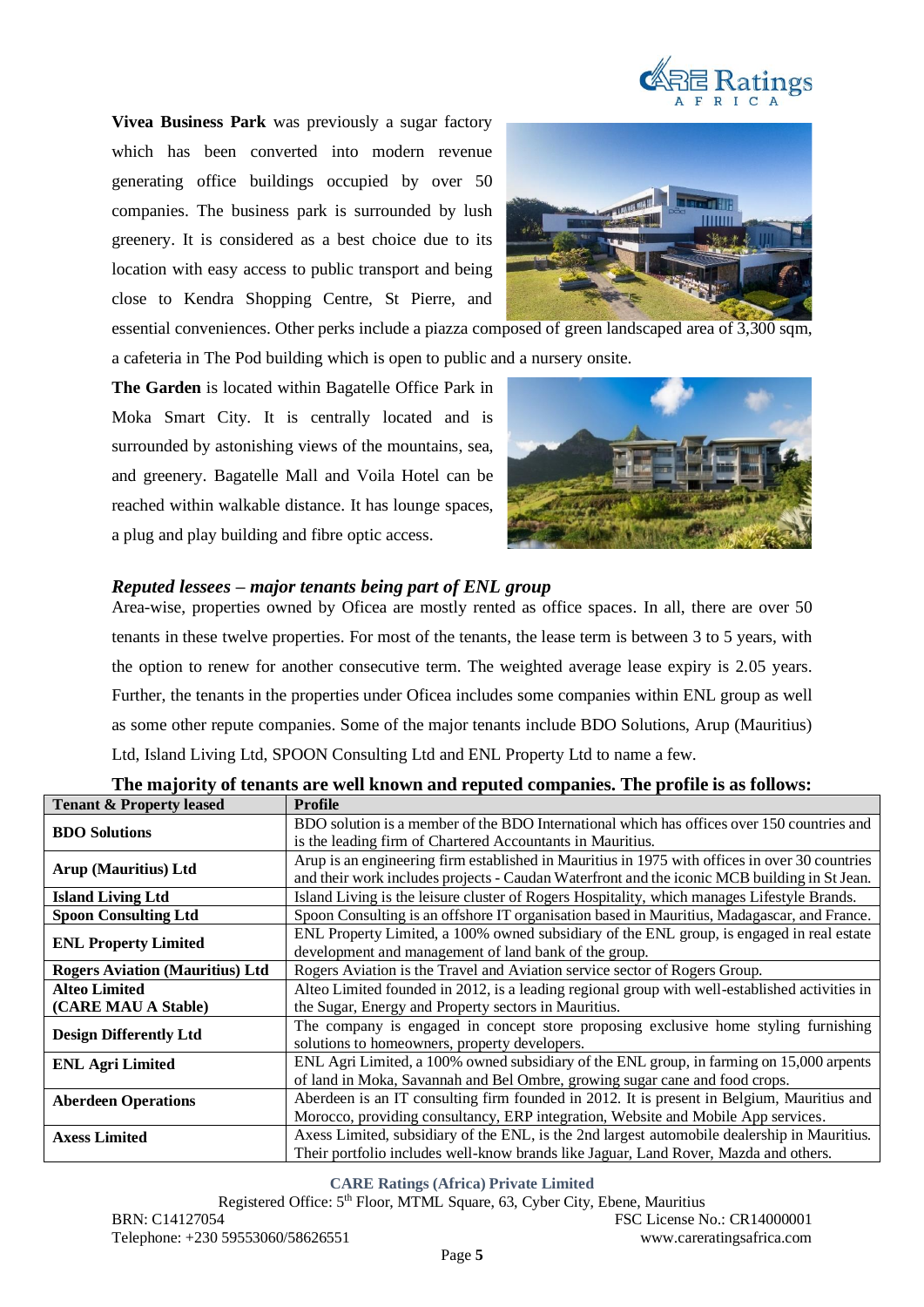**Vivea Business Park** was previously a sugar factory which has been converted into modern revenue generating office buildings occupied by over 50 companies. The business park is surrounded by lush greenery. It is considered as a best choice due to its location with easy access to public transport and being close to Kendra Shopping Centre, St Pierre, and essential conveniences. Other perks include a piazza composed of green landscaped area of 3,300 sqm, a cafeteria in The Pod building which is open to public and a nursery onsite.

**The Garden** is located within Bagatelle Office Park in Moka Smart City. It is centrally located and is surrounded by astonishing views of the mountains, sea, and greenery. Bagatelle Mall and Voila Hotel can be reached within walkable distance. It has lounge spaces, a plug and play building and fibre optic access.

### *Reputed lessees – major tenants being part of ENL group*

Area-wise, properties owned by Oficea are mostly rented as office spaces. In all, there are over 50 tenants in these twelve properties. For most of the tenants, the lease term is between 3 to 5 years, with the option to renew for another consecutive term. The weighted average lease expiry is 2.05 years. Further, the tenants in the properties under Oficea includes some companies within ENL group as well as some other repute companies. Some of the major tenants include BDO Solutions, Arup (Mauritius) Ltd, Island Living Ltd, SPOON Consulting Ltd and ENL Property Ltd to name a few.

**The majority of tenants are well known and reputed companies. The profile is as follows:**

| Tenant & Property leased | Profile |
|---|---|
| **BDO Solutions** | BDO solution is a member of the BDO International which has offices over 150 countries and is the leading firm of Chartered Accountants in Mauritius. |
| **Arup (Mauritius) Ltd** | Arup is an engineering firm established in Mauritius in 1975 with offices in over 30 countries and their work includes projects - Caudan Waterfront and the iconic MCB building in St Jean. |
| **Island Living Ltd** | Island Living is the leisure cluster of Rogers Hospitality, which manages Lifestyle Brands. |
| **Spoon Consulting Ltd** | Spoon Consulting is an offshore IT organisation based in Mauritius, Madagascar, and France. |
| **ENL Property Limited** | ENL Property Limited, a 100% owned subsidiary of the ENL group, is engaged in real estate development and management of land bank of the group. |
| **Rogers Aviation (Mauritius) Ltd** | Rogers Aviation is the Travel and Aviation service sector of Rogers Group. |
| **Alteo Limited (CARE MAU A Stable)** | Alteo Limited founded in 2012, is a leading regional group with well-established activities in the Sugar, Energy and Property sectors in Mauritius. |
| **Design Differently Ltd** | The company is engaged in concept store proposing exclusive home styling furnishing solutions to homeowners, property developers. |
| **ENL Agri Limited** | ENL Agri Limited, a 100% owned subsidiary of the ENL group, in farming on 15,000 arpents of land in Moka, Savannah and Bel Ombre, growing sugar cane and food crops. |
| **Aberdeen Operations** | Aberdeen is an IT consulting firm founded in 2012. It is present in Belgium, Mauritius and Morocco, providing consultancy, ERP integration, Website and Mobile App services. |
| **Axess Limited** | Axess Limited, subsidiary of the ENL, is the 2nd largest automobile dealership in Mauritius. Their portfolio includes well-know brands like Jaguar, Land Rover, Mazda and others. |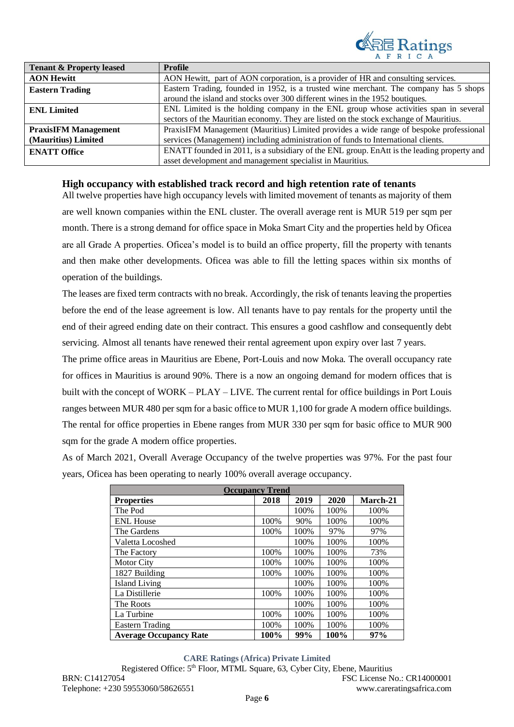| Tenant & Property leased | Profile |
| --- | --- |
| **AON Hewitt** | AON Hewitt, part of AON corporation, is a provider of HR and consulting services. |
| **Eastern Trading** | Eastern Trading, founded in 1952, is a trusted wine merchant. The company has 5 shops around the island and stocks over 300 different wines in the 1952 boutiques. |
| **ENL Limited** | ENL Limited is the holding company in the ENL group whose activities span in several sectors of the Mauritian economy. They are listed on the stock exchange of Mauritius. |
| **PraxisIFM Management (Mauritius) Limited** | PraxisIFM Management (Mauritius) Limited provides a wide range of bespoke professional services (Management) including administration of funds to International clients. |
| **ENATT Office** | ENATT founded in 2011, is a subsidiary of the ENL group. EnAtt is the leading property and asset development and management specialist in Mauritius. |

### High occupancy with established track record and high retention rate of tenants

All twelve properties have high occupancy levels with limited movement of tenants as majority of them are well known companies within the ENL cluster. The overall average rent is MUR 519 per sqm per month. There is a strong demand for office space in Moka Smart City and the properties held by Oficea are all Grade A properties. Oficea's model is to build an office property, fill the property with tenants and then make other developments. Oficea was able to fill the letting spaces within six months of operation of the buildings.

The leases are fixed term contracts with no break. Accordingly, the risk of tenants leaving the properties before the end of the lease agreement is low. All tenants have to pay rentals for the property until the end of their agreed ending date on their contract. This ensures a good cashflow and consequently debt servicing. Almost all tenants have renewed their rental agreement upon expiry over last 7 years.

The prime office areas in Mauritius are Ebene, Port-Louis and now Moka. The overall occupancy rate for offices in Mauritius is around 90%. There is a now an ongoing demand for modern offices that is built with the concept of WORK – PLAY – LIVE. The current rental for office buildings in Port Louis ranges between MUR 480 per sqm for a basic office to MUR 1,100 for grade A modern office buildings. The rental for office properties in Ebene ranges from MUR 330 per sqm for basic office to MUR 900 sqm for the grade A modern office properties.

As of March 2021, Overall Average Occupancy of the twelve properties was 97%. For the past four years, Oficea has been operating to nearly 100% overall average occupancy.

| Occupancy Trend | | | | |
| --- | --- | --- | --- | --- |
| **Properties** | **2018** | **2019** | **2020** | **March-21** |
| The Pod | | 100% | 100% | 100% |
| ENL House | 100% | 90% | 100% | 100% |
| The Gardens | 100% | 100% | 97% | 97% |
| Valetta Locoshed | | 100% | 100% | 100% |
| The Factory | 100% | 100% | 100% | 73% |
| Motor City | 100% | 100% | 100% | 100% |
| 1827 Building | 100% | 100% | 100% | 100% |
| Island Living | | 100% | 100% | 100% |
| La Distillerie | 100% | 100% | 100% | 100% |
| The Roots | | 100% | 100% | 100% |
| La Turbine | 100% | 100% | 100% | 100% |
| Eastern Trading | 100% | 100% | 100% | 100% |
| **Average Occupancy Rate** | **100%** | **99%** | **100%** | **97%** |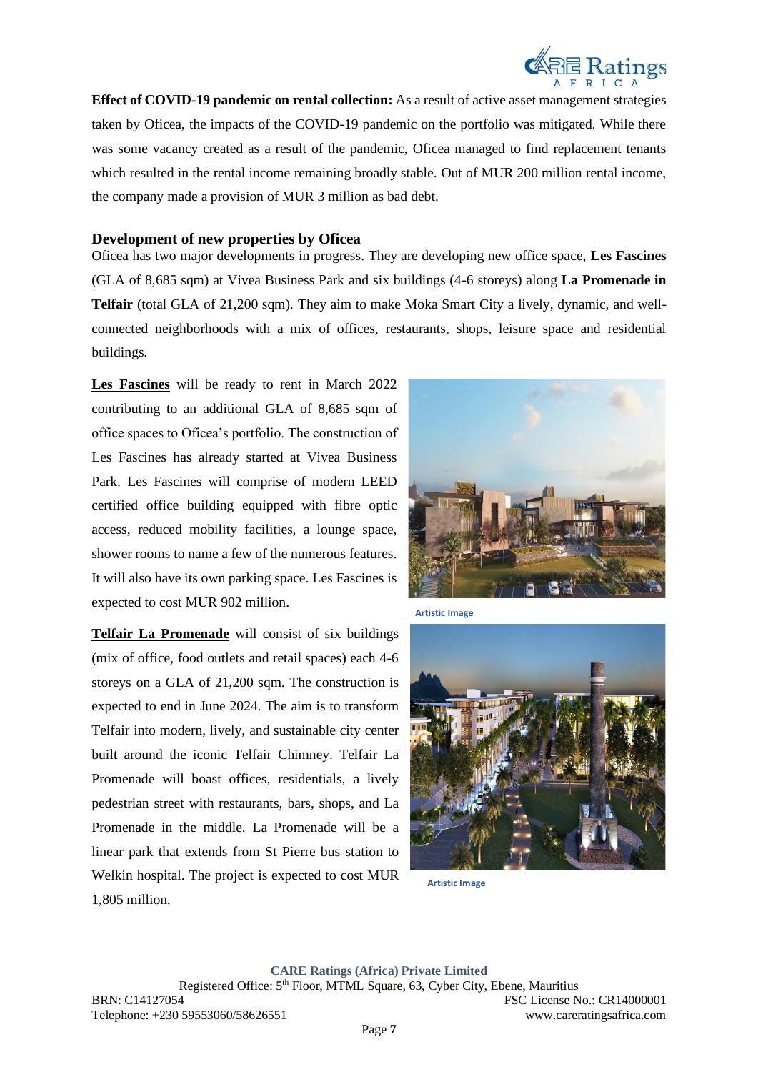**Effect of COVID-19 pandemic on rental collection:** As a result of active asset management strategies taken by Oficea, the impacts of the COVID-19 pandemic on the portfolio was mitigated. While there was some vacancy created as a result of the pandemic, Oficea managed to find replacement tenants which resulted in the rental income remaining broadly stable. Out of MUR 200 million rental income, the company made a provision of MUR 3 million as bad debt.

### Development of new properties by Oficea

Oficea has two major developments in progress. They are developing new office space, **Les Fascines** (GLA of 8,685 sqm) at Vivea Business Park and six buildings (4-6 storeys) along **La Promenade in Telfair** (total GLA of 21,200 sqm). They aim to make Moka Smart City a lively, dynamic, and well-connected neighborhoods with a mix of offices, restaurants, shops, leisure space and residential buildings.

**Les Fascines** will be ready to rent in March 2022 contributing to an additional GLA of 8,685 sqm of office spaces to Oficea's portfolio. The construction of Les Fascines has already started at Vivea Business Park. Les Fascines will comprise of modern LEED certified office building equipped with fibre optic access, reduced mobility facilities, a lounge space, shower rooms to name a few of the numerous features. It will also have its own parking space. Les Fascines is expected to cost MUR 902 million.

Artistic Image

**Telfair La Promenade** will consist of six buildings (mix of office, food outlets and retail spaces) each 4-6 storeys on a GLA of 21,200 sqm. The construction is expected to end in June 2024. The aim is to transform Telfair into modern, lively, and sustainable city center built around the iconic Telfair Chimney. Telfair La Promenade will boast offices, residentials, a lively pedestrian street with restaurants, bars, shops, and La Promenade in the middle. La Promenade will be a linear park that extends from St Pierre bus station to Welkin hospital. The project is expected to cost MUR 1,805 million.

Artistic Image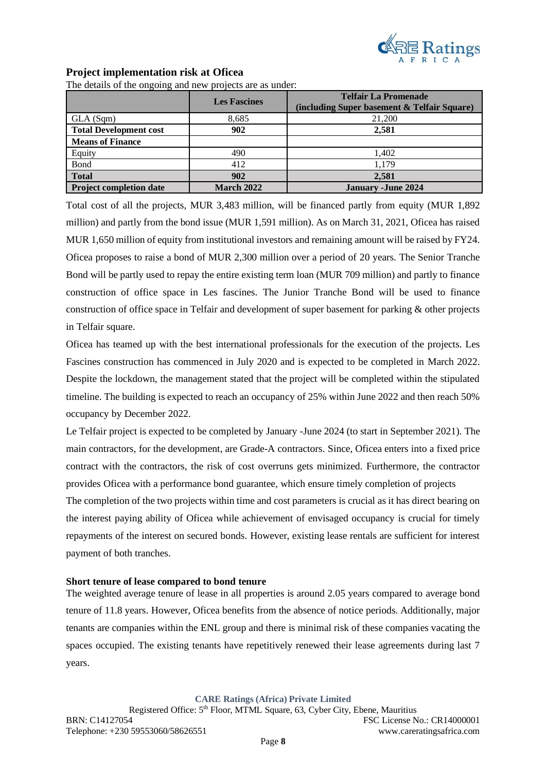## Project implementation risk at Oficea

The details of the ongoing and new projects are as under:

| | Les Fascines | Telfair La Promenade (including Super basement & Telfair Square) |
|---|---|---|
| GLA (Sqm) | 8,685 | 21,200 |
| **Total Development cost** | **902** | **2,581** |
| **Means of Finance** | | |
| Equity | 490 | 1,402 |
| Bond | 412 | 1,179 |
| **Total** | **902** | **2,581** |
| **Project completion date** | **March 2022** | **January -June 2024** |

Total cost of all the projects, MUR 3,483 million, will be financed partly from equity (MUR 1,892 million) and partly from the bond issue (MUR 1,591 million). As on March 31, 2021, Oficea has raised MUR 1,650 million of equity from institutional investors and remaining amount will be raised by FY24. Oficea proposes to raise a bond of MUR 2,300 million over a period of 20 years. The Senior Tranche Bond will be partly used to repay the entire existing term loan (MUR 709 million) and partly to finance construction of office space in Les fascines. The Junior Tranche Bond will be used to finance construction of office space in Telfair and development of super basement for parking & other projects in Telfair square.

Oficea has teamed up with the best international professionals for the execution of the projects. Les Fascines construction has commenced in July 2020 and is expected to be completed in March 2022. Despite the lockdown, the management stated that the project will be completed within the stipulated timeline. The building is expected to reach an occupancy of 25% within June 2022 and then reach 50% occupancy by December 2022.

Le Telfair project is expected to be completed by January -June 2024 (to start in September 2021). The main contractors, for the development, are Grade-A contractors. Since, Oficea enters into a fixed price contract with the contractors, the risk of cost overruns gets minimized. Furthermore, the contractor provides Oficea with a performance bond guarantee, which ensure timely completion of projects

The completion of the two projects within time and cost parameters is crucial as it has direct bearing on the interest paying ability of Oficea while achievement of envisaged occupancy is crucial for timely repayments of the interest on secured bonds. However, existing lease rentals are sufficient for interest payment of both tranches.

**Short tenure of lease compared to bond tenure**

The weighted average tenure of lease in all properties is around 2.05 years compared to average bond tenure of 11.8 years. However, Oficea benefits from the absence of notice periods. Additionally, major tenants are companies within the ENL group and there is minimal risk of these companies vacating the spaces occupied. The existing tenants have repetitively renewed their lease agreements during last 7 years.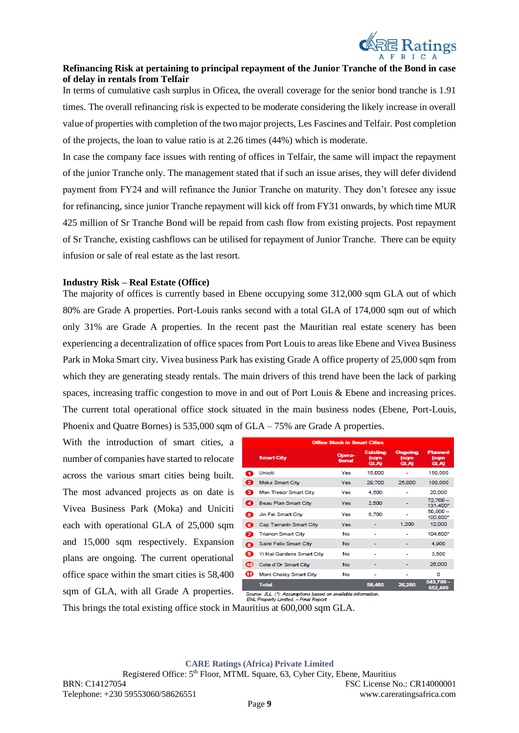**Refinancing Risk at pertaining to principal repayment of the Junior Tranche of the Bond in case of delay in rentals from Telfair**

In terms of cumulative cash surplus in Oficea, the overall coverage for the senior bond tranche is 1.91 times. The overall refinancing risk is expected to be moderate considering the likely increase in overall value of properties with completion of the two major projects, Les Fascines and Telfair. Post completion of the projects, the loan to value ratio is at 2.26 times (44%) which is moderate.

In case the company face issues with renting of offices in Telfair, the same will impact the repayment of the junior Tranche only. The management stated that if such an issue arises, they will defer dividend payment from FY24 and will refinance the Junior Tranche on maturity. They don't foresee any issue for refinancing, since junior Tranche repayment will kick off from FY31 onwards, by which time MUR 425 million of Sr Tranche Bond will be repaid from cash flow from existing projects. Post repayment of Sr Tranche, existing cashflows can be utilised for repayment of Junior Tranche. There can be equity infusion or sale of real estate as the last resort.

**Industry Risk – Real Estate (Office)**

The majority of offices is currently based in Ebene occupying some 312,000 sqm GLA out of which 80% are Grade A properties. Port-Louis ranks second with a total GLA of 174,000 sqm out of which only 31% are Grade A properties. In the recent past the Mauritian real estate scenery has been experiencing a decentralization of office spaces from Port Louis to areas like Ebene and Vivea Business Park in Moka Smart city. Vivea business Park has existing Grade A office property of 25,000 sqm from which they are generating steady rentals. The main drivers of this trend have been the lack of parking spaces, increasing traffic congestion to move in and out of Port Louis & Ebene and increasing prices. The current total operational office stock situated in the main business nodes (Ebene, Port-Louis, Phoenix and Quatre Bornes) is 535,000 sqm of GLA – 75% are Grade A properties.

With the introduction of smart cities, a number of companies have started to relocate across the various smart cities being built. The most advanced projects as on date is Vivea Business Park (Moka) and Uniciti each with operational GLA of 25,000 sqm and 15,000 sqm respectively. Expansion plans are ongoing. The current operational office space within the smart cities is 58,400 sqm of GLA, with all Grade A properties. This brings the total existing office stock in Mauritius at 600,000 sqm GLA.

**Office Stock in Smart Cities**

| | Smart City | Operational | Existing (sqm GLA) | Ongoing (sqm GLA) | Planned (sqm GLA) |
|---|---|---|---|---|---|
| 1 | Uniciti | Yes | 15,000 | - | 150,000 |
| 2 | Moka Smart City | Yes | 29,700 | 25,000 | 100,000 |
| 3 | Mon Tresor Smart City | Yes | 4,500 | - | 20,000 |
| 4 | Beau Plan Smart City | Yes | 2,500 | - | 72,700 – 131,400* |
| 5 | Jin Fei Smart City | Yes | 6,700 | - | 50,000 – 100,000* |
| 6 | Cap Tamarin Smart City | Yes | - | 1,200 | 12,000 |
| 7 | Trianon Smart City | No | - | - | 104,600* |
| 8 | Saint Felix Smart City | No | - | - | 4,900 |
| 9 | Yi Hai Gardens Smart City | No | - | - | 3,500 |
| 10 | Cote d'Or Smart City | No | - | - | 26,000 |
| 11 | Mont Choisy Smart City | No | - | - | 0 |
| | Total | | 58,400 | 26,200 | 543,700 – 652,400 |

*Source: JLL. (\*): Assumptions based on available information.*
*ENL Property Limited. – Final Report*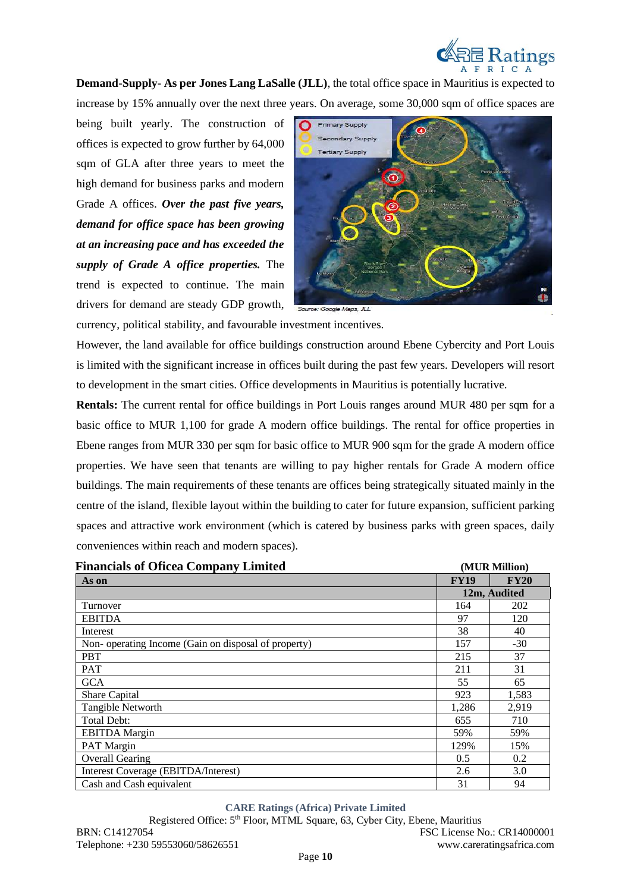**Demand-Supply- As per Jones Lang LaSalle (JLL)**, the total office space in Mauritius is expected to increase by 15% annually over the next three years. On average, some 30,000 sqm of office spaces are being built yearly. The construction of offices is expected to grow further by 64,000 sqm of GLA after three years to meet the high demand for business parks and modern Grade A offices. ***Over the past five years, demand for office space has been growing at an increasing pace and has exceeded the supply of Grade A office properties.*** The trend is expected to continue. The main drivers for demand are steady GDP growth, currency, political stability, and favourable investment incentives.

Source: Google Maps, JLL

However, the land available for office buildings construction around Ebene Cybercity and Port Louis is limited with the significant increase in offices built during the past few years. Developers will resort to development in the smart cities. Office developments in Mauritius is potentially lucrative.

**Rentals:** The current rental for office buildings in Port Louis ranges around MUR 480 per sqm for a basic office to MUR 1,100 for grade A modern office buildings. The rental for office properties in Ebene ranges from MUR 330 per sqm for basic office to MUR 900 sqm for the grade A modern office properties. We have seen that tenants are willing to pay higher rentals for Grade A modern office buildings. The main requirements of these tenants are offices being strategically situated mainly in the centre of the island, flexible layout within the building to cater for future expansion, sufficient parking spaces and attractive work environment (which is catered by business parks with green spaces, daily conveniences within reach and modern spaces).

**Financials of Oficea Company Limited** **(MUR Million)**

| As on | FY19 | FY20 |
|---|---|---|
| | 12m, Audited | |
| Turnover | 164 | 202 |
| EBITDA | 97 | 120 |
| Interest | 38 | 40 |
| Non- operating Income (Gain on disposal of property) | 157 | -30 |
| PBT | 215 | 37 |
| PAT | 211 | 31 |
| GCA | 55 | 65 |
| Share Capital | 923 | 1,583 |
| Tangible Networth | 1,286 | 2,919 |
| Total Debt: | 655 | 710 |
| EBITDA Margin | 59% | 59% |
| PAT Margin | 129% | 15% |
| Overall Gearing | 0.5 | 0.2 |
| Interest Coverage (EBITDA/Interest) | 2.6 | 3.0 |
| Cash and Cash equivalent | 31 | 94 |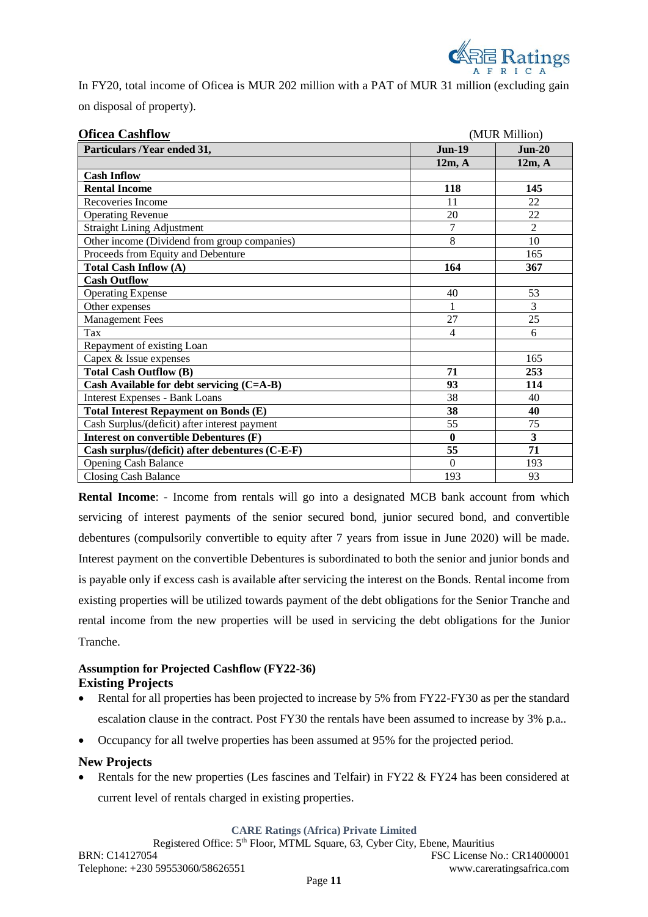In FY20, total income of Oficea is MUR 202 million with a PAT of MUR 31 million (excluding gain on disposal of property).

**Oficea Cashflow** (MUR Million)

| Particulars /Year ended 31, | Jun-19 | Jun-20 |
|---|---|---|
| | 12m, A | 12m, A |
| **Cash Inflow** | | |
| **Rental Income** | **118** | **145** |
| Recoveries Income | 11 | 22 |
| Operating Revenue | 20 | 22 |
| Straight Lining Adjustment | 7 | 2 |
| Other income (Dividend from group companies) | 8 | 10 |
| Proceeds from Equity and Debenture | | 165 |
| **Total Cash Inflow (A)** | **164** | **367** |
| **Cash Outflow** | | |
| Operating Expense | 40 | 53 |
| Other expenses | 1 | 3 |
| Management Fees | 27 | 25 |
| Tax | 4 | 6 |
| Repayment of existing Loan | | |
| Capex & Issue expenses | | 165 |
| **Total Cash Outflow (B)** | **71** | **253** |
| **Cash Available for debt servicing (C=A-B)** | **93** | **114** |
| Interest Expenses - Bank Loans | 38 | 40 |
| **Total Interest Repayment on Bonds (E)** | **38** | **40** |
| Cash Surplus/(deficit) after interest payment | 55 | 75 |
| **Interest on convertible Debentures (F)** | **0** | **3** |
| **Cash surplus/(deficit) after debentures (C-E-F)** | **55** | **71** |
| Opening Cash Balance | 0 | 193 |
| Closing Cash Balance | 193 | 93 |

**Rental Income**: - Income from rentals will go into a designated MCB bank account from which servicing of interest payments of the senior secured bond, junior secured bond, and convertible debentures (compulsorily convertible to equity after 7 years from issue in June 2020) will be made. Interest payment on the convertible Debentures is subordinated to both the senior and junior bonds and is payable only if excess cash is available after servicing the interest on the Bonds. Rental income from existing properties will be utilized towards payment of the debt obligations for the Senior Tranche and rental income from the new properties will be used in servicing the debt obligations for the Junior Tranche.

### Assumption for Projected Cashflow (FY22-36)

### Existing Projects

- Rental for all properties has been projected to increase by 5% from FY22-FY30 as per the standard escalation clause in the contract. Post FY30 the rentals have been assumed to increase by 3% p.a..
- Occupancy for all twelve properties has been assumed at 95% for the projected period.

### New Projects

- Rentals for the new properties (Les fascines and Telfair) in FY22 & FY24 has been considered at current level of rentals charged in existing properties.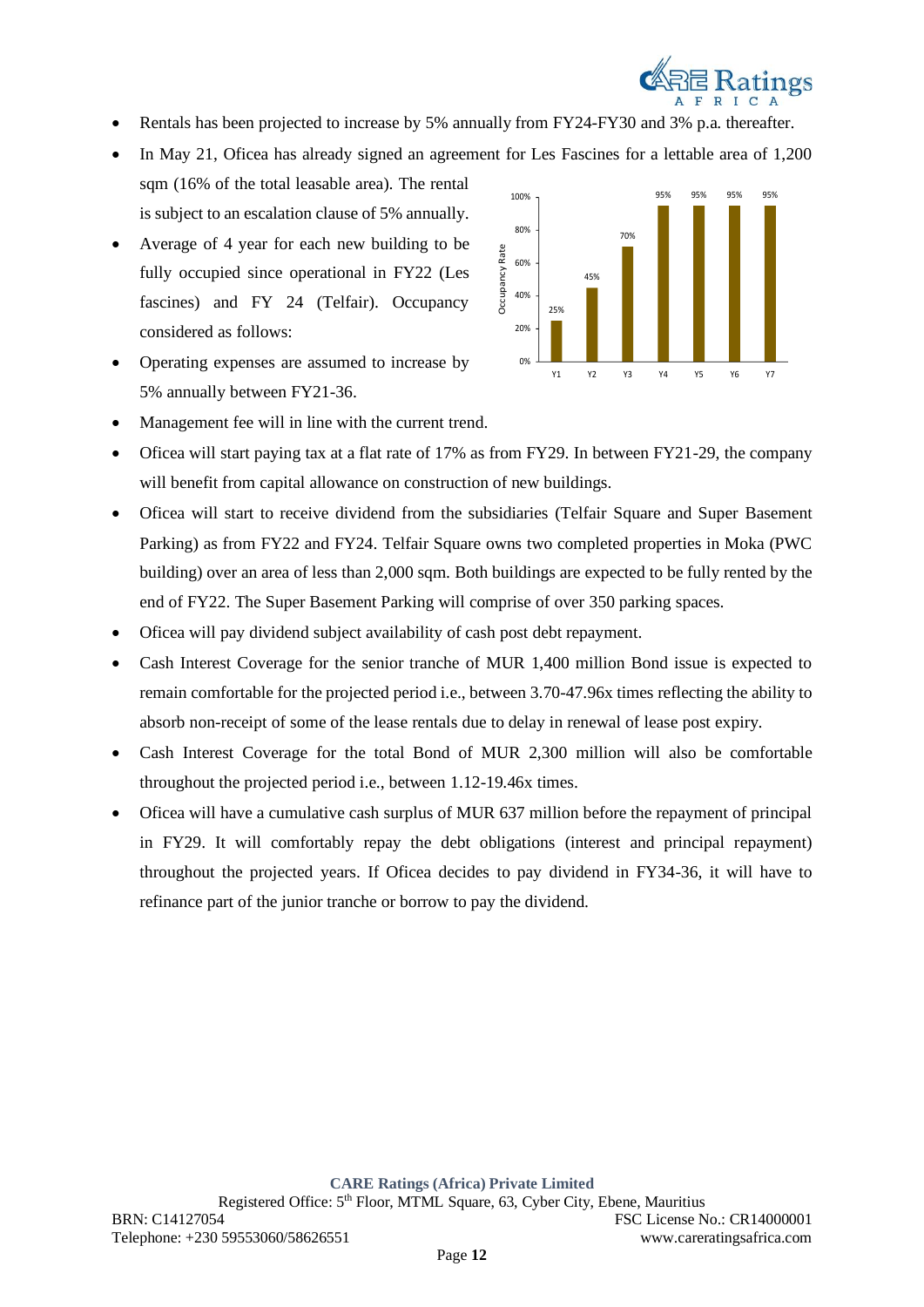- Rentals has been projected to increase by 5% annually from FY24-FY30 and 3% p.a. thereafter.
- In May 21, Oficea has already signed an agreement for Les Fascines for a lettable area of 1,200 sqm (16% of the total leasable area). The rental is subject to an escalation clause of 5% annually.
- Average of 4 year for each new building to be fully occupied since operational in FY22 (Les fascines) and FY 24 (Telfair). Occupancy considered as follows:

| | Y1 | Y2 | Y3 | Y4 | Y5 | Y6 | Y7 |
|---|---|---|---|---|---|---|---|
| Occupancy Rate | 25% | 45% | 70% | 95% | 95% | 95% | 95% |

- Operating expenses are assumed to increase by 5% annually between FY21-36.
- Management fee will in line with the current trend.
- Oficea will start paying tax at a flat rate of 17% as from FY29. In between FY21-29, the company will benefit from capital allowance on construction of new buildings.
- Oficea will start to receive dividend from the subsidiaries (Telfair Square and Super Basement Parking) as from FY22 and FY24. Telfair Square owns two completed properties in Moka (PWC building) over an area of less than 2,000 sqm. Both buildings are expected to be fully rented by the end of FY22. The Super Basement Parking will comprise of over 350 parking spaces.
- Oficea will pay dividend subject availability of cash post debt repayment.
- Cash Interest Coverage for the senior tranche of MUR 1,400 million Bond issue is expected to remain comfortable for the projected period i.e., between 3.70-47.96x times reflecting the ability to absorb non-receipt of some of the lease rentals due to delay in renewal of lease post expiry.
- Cash Interest Coverage for the total Bond of MUR 2,300 million will also be comfortable throughout the projected period i.e., between 1.12-19.46x times.
- Oficea will have a cumulative cash surplus of MUR 637 million before the repayment of principal in FY29. It will comfortably repay the debt obligations (interest and principal repayment) throughout the projected years. If Oficea decides to pay dividend in FY34-36, it will have to refinance part of the junior tranche or borrow to pay the dividend.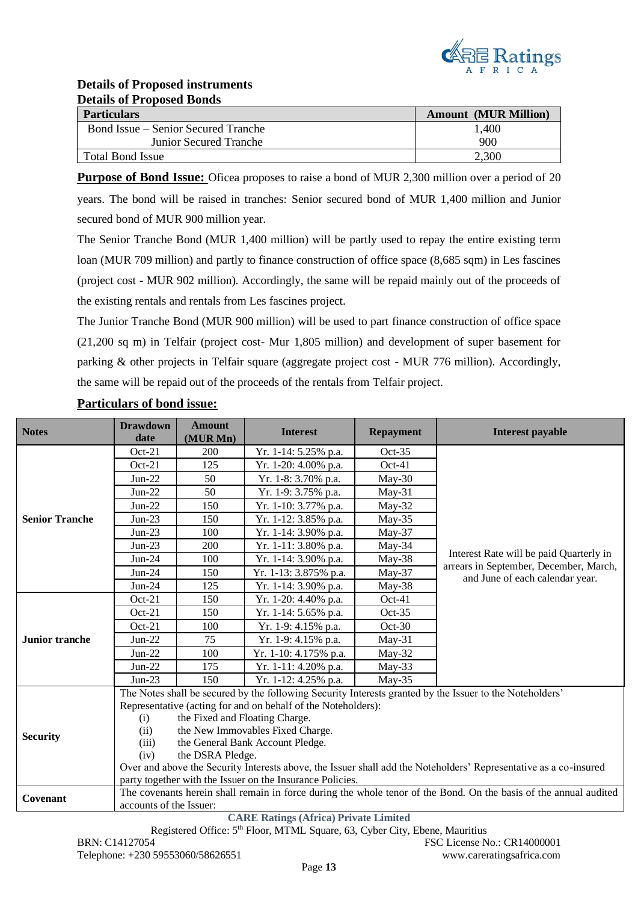## Details of Proposed instruments

### Details of Proposed Bonds

| Particulars | Amount (MUR Million) |
|---|---|
| Bond Issue – Senior Secured Tranche | 1,400 |
| Junior Secured Tranche | 900 |
| Total Bond Issue | 2,300 |

**Purpose of Bond Issue:** Oficea proposes to raise a bond of MUR 2,300 million over a period of 20 years. The bond will be raised in tranches: Senior secured bond of MUR 1,400 million and Junior secured bond of MUR 900 million year.

The Senior Tranche Bond (MUR 1,400 million) will be partly used to repay the entire existing term loan (MUR 709 million) and partly to finance construction of office space (8,685 sqm) in Les fascines (project cost - MUR 902 million). Accordingly, the same will be repaid mainly out of the proceeds of the existing rentals and rentals from Les fascines project.

The Junior Tranche Bond (MUR 900 million) will be used to part finance construction of office space (21,200 sq m) in Telfair (project cost- Mur 1,805 million) and development of super basement for parking & other projects in Telfair square (aggregate project cost - MUR 776 million). Accordingly, the same will be repaid out of the proceeds of the rentals from Telfair project.

**Particulars of bond issue:**

| Notes | Drawdown date | Amount (MUR Mn) | Interest | Repayment | Interest payable |
|---|---|---|---|---|---|
| Senior Tranche | Oct-21 | 200 | Yr. 1-14: 5.25% p.a. | Oct-35 | Interest Rate will be paid Quarterly in arrears in September, December, March, and June of each calendar year. |
| | Oct-21 | 125 | Yr. 1-20: 4.00% p.a. | Oct-41 | |
| | Jun-22 | 50 | Yr. 1-8: 3.70% p.a. | May-30 | |
| | Jun-22 | 50 | Yr. 1-9: 3.75% p.a. | May-31 | |
| | Jun-22 | 150 | Yr. 1-10: 3.77% p.a. | May-32 | |
| | Jun-23 | 150 | Yr. 1-12: 3.85% p.a. | May-35 | |
| | Jun-23 | 100 | Yr. 1-14: 3.90% p.a. | May-37 | |
| | Jun-23 | 200 | Yr. 1-11: 3.80% p.a. | May-34 | |
| | Jun-24 | 100 | Yr. 1-14: 3.90% p.a. | May-38 | |
| | Jun-24 | 150 | Yr. 1-13: 3.875% p.a. | May-37 | |
| | Jun-24 | 125 | Yr. 1-14: 3.90% p.a. | May-38 | |
| Junior tranche | Oct-21 | 150 | Yr. 1-20: 4.40% p.a. | Oct-41 | |
| | Oct-21 | 150 | Yr. 1-14: 5.65% p.a. | Oct-35 | |
| | Oct-21 | 100 | Yr. 1-9: 4.15% p.a. | Oct-30 | |
| | Jun-22 | 75 | Yr. 1-9: 4.15% p.a. | May-31 | |
| | Jun-22 | 100 | Yr. 1-10: 4.175% p.a. | May-32 | |
| | Jun-22 | 175 | Yr. 1-11: 4.20% p.a. | May-33 | |
| | Jun-23 | 150 | Yr. 1-12: 4.25% p.a. | May-35 | |
| Security | The Notes shall be secured by the following Security Interests granted by the Issuer to the Noteholders' Representative (acting for and on behalf of the Noteholders): (i) the Fixed and Floating Charge. (ii) the New Immovables Fixed Charge. (iii) the General Bank Account Pledge. (iv) the DSRA Pledge. Over and above the Security Interests above, the Issuer shall add the Noteholders' Representative as a co-insured party together with the Issuer on the Insurance Policies. | | | | |
| Covenant | The covenants herein shall remain in force during the whole tenor of the Bond. On the basis of the annual audited accounts of the Issuer: | | | | |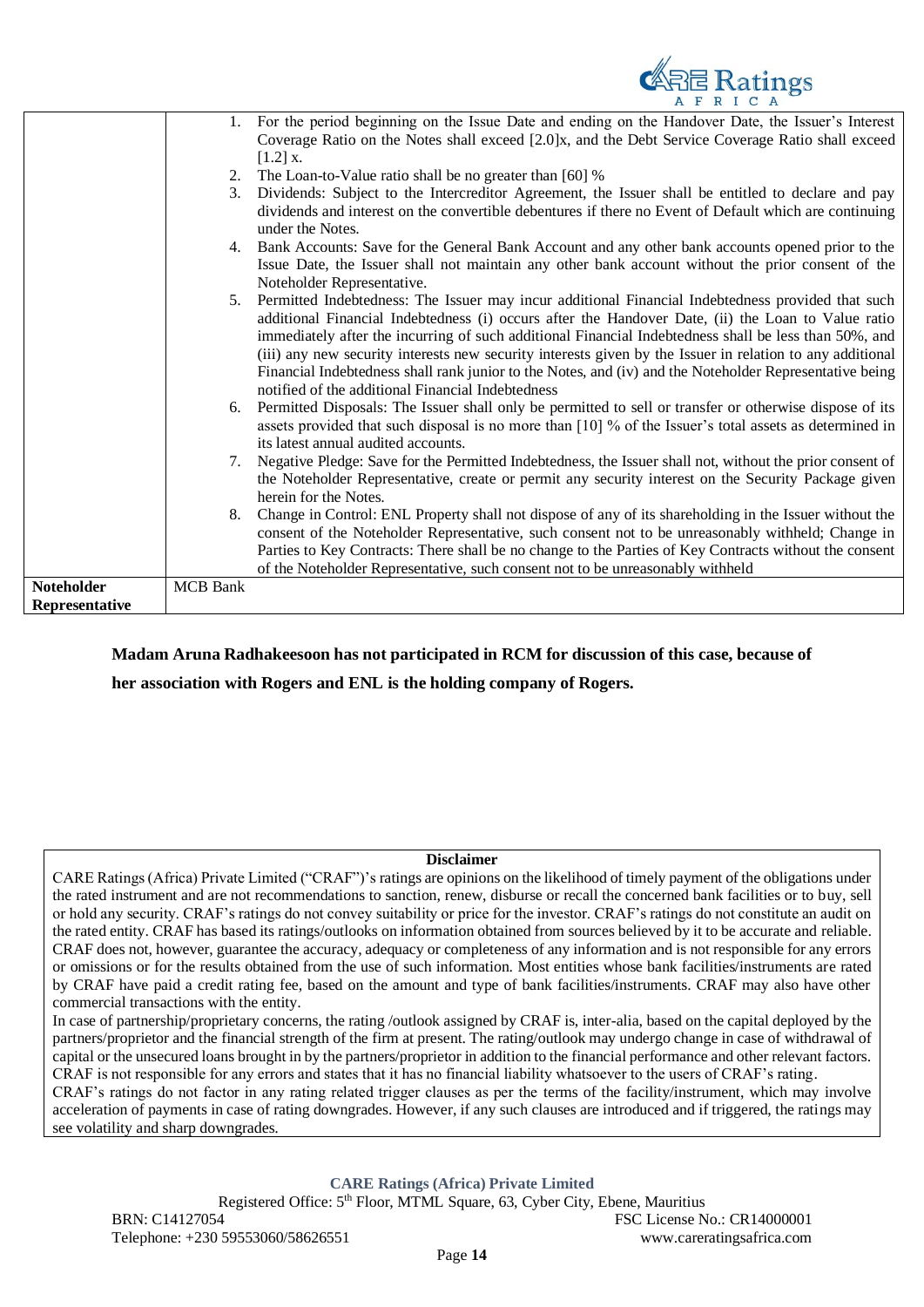| | |
|---|---|
| | 1. For the period beginning on the Issue Date and ending on the Handover Date, the Issuer's Interest Coverage Ratio on the Notes shall exceed [2.0]x, and the Debt Service Coverage Ratio shall exceed [1.2] x.<br>2. The Loan-to-Value ratio shall be no greater than [60] %<br>3. Dividends: Subject to the Intercreditor Agreement, the Issuer shall be entitled to declare and pay dividends and interest on the convertible debentures if there no Event of Default which are continuing under the Notes.<br>4. Bank Accounts: Save for the General Bank Account and any other bank accounts opened prior to the Issue Date, the Issuer shall not maintain any other bank account without the prior consent of the Noteholder Representative.<br>5. Permitted Indebtedness: The Issuer may incur additional Financial Indebtedness provided that such additional Financial Indebtedness (i) occurs after the Handover Date, (ii) the Loan to Value ratio immediately after the incurring of such additional Financial Indebtedness shall be less than 50%, and (iii) any new security interests new security interests given by the Issuer in relation to any additional Financial Indebtedness shall rank junior to the Notes, and (iv) and the Noteholder Representative being notified of the additional Financial Indebtedness<br>6. Permitted Disposals: The Issuer shall only be permitted to sell or transfer or otherwise dispose of its assets provided that such disposal is no more than [10] % of the Issuer's total assets as determined in its latest annual audited accounts.<br>7. Negative Pledge: Save for the Permitted Indebtedness, the Issuer shall not, without the prior consent of the Noteholder Representative, create or permit any security interest on the Security Package given herein for the Notes.<br>8. Change in Control: ENL Property shall not dispose of any of its shareholding in the Issuer without the consent of the Noteholder Representative, such consent not to be unreasonably withheld; Change in Parties to Key Contracts: There shall be no change to the Parties of Key Contracts without the consent of the Noteholder Representative, such consent not to be unreasonably withheld |
| **Noteholder Representative** | MCB Bank |

**Madam Aruna Radhakeesoon has not participated in RCM for discussion of this case, because of her association with Rogers and ENL is the holding company of Rogers.**

**Disclaimer**

CARE Ratings (Africa) Private Limited ("CRAF")'s ratings are opinions on the likelihood of timely payment of the obligations under the rated instrument and are not recommendations to sanction, renew, disburse or recall the concerned bank facilities or to buy, sell or hold any security. CRAF's ratings do not convey suitability or price for the investor. CRAF's ratings do not constitute an audit on the rated entity. CRAF has based its ratings/outlooks on information obtained from sources believed by it to be accurate and reliable. CRAF does not, however, guarantee the accuracy, adequacy or completeness of any information and is not responsible for any errors or omissions or for the results obtained from the use of such information. Most entities whose bank facilities/instruments are rated by CRAF have paid a credit rating fee, based on the amount and type of bank facilities/instruments. CRAF may also have other commercial transactions with the entity.

In case of partnership/proprietary concerns, the rating /outlook assigned by CRAF is, inter-alia, based on the capital deployed by the partners/proprietor and the financial strength of the firm at present. The rating/outlook may undergo change in case of withdrawal of capital or the unsecured loans brought in by the partners/proprietor in addition to the financial performance and other relevant factors. CRAF is not responsible for any errors and states that it has no financial liability whatsoever to the users of CRAF's rating.

CRAF's ratings do not factor in any rating related trigger clauses as per the terms of the facility/instrument, which may involve acceleration of payments in case of rating downgrades. However, if any such clauses are introduced and if triggered, the ratings may see volatility and sharp downgrades.

**CARE Ratings (Africa) Private Limited**

Registered Office: 5th Floor, MTML Square, 63, Cyber City, Ebene, Mauritius

BRN: C14127054 FSC License No.: CR14000001

Telephone: +230 59553060/58626551 www.careratingsafrica.com